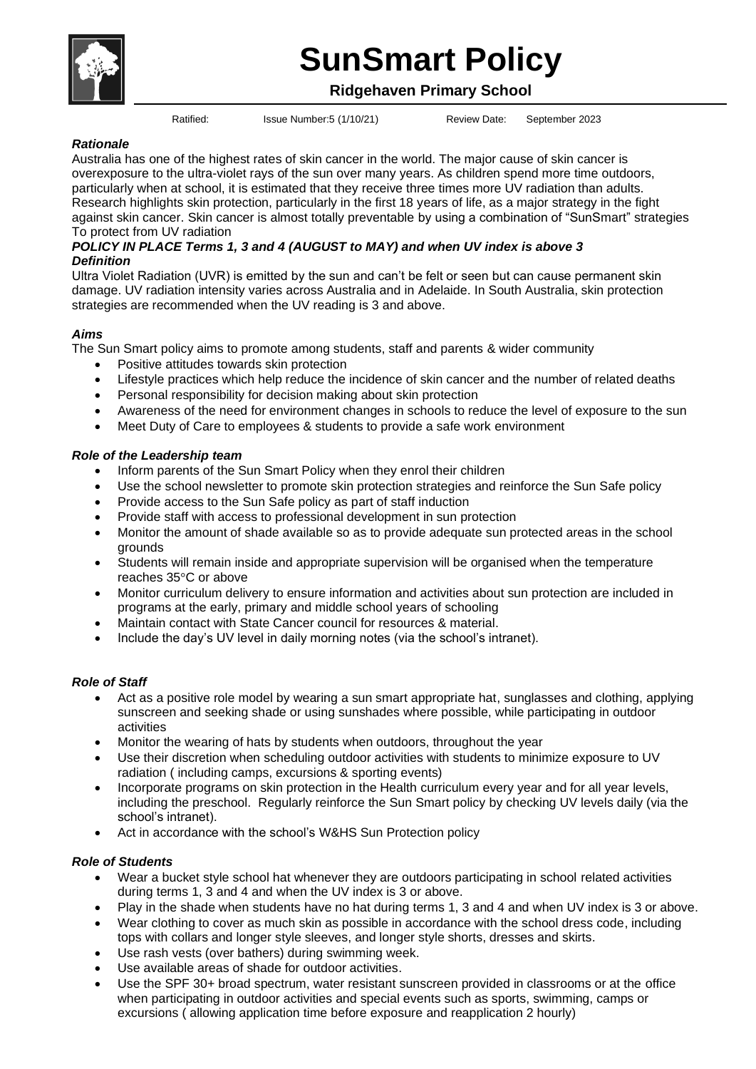# SunSmart Policy

**Ridgehaven Primary School**

Ratified: Issue Number:5 (1/10/21) Review Date: September 2023

***Rationale***

Australia has one of the highest rates of skin cancer in the world. The major cause of skin cancer is overexposure to the ultra-violet rays of the sun over many years. As children spend more time outdoors, particularly when at school, it is estimated that they receive three times more UV radiation than adults. Research highlights skin protection, particularly in the first 18 years of life, as a major strategy in the fight against skin cancer. Skin cancer is almost totally preventable by using a combination of "SunSmart" strategies To protect from UV radiation

***POLICY IN PLACE Terms 1, 3 and 4 (AUGUST to MAY) and when UV index is above 3***

***Definition***

Ultra Violet Radiation (UVR) is emitted by the sun and can't be felt or seen but can cause permanent skin damage. UV radiation intensity varies across Australia and in Adelaide. In South Australia, skin protection strategies are recommended when the UV reading is 3 and above.

***Aims***

The Sun Smart policy aims to promote among students, staff and parents & wider community

- Positive attitudes towards skin protection
- Lifestyle practices which help reduce the incidence of skin cancer and the number of related deaths
- Personal responsibility for decision making about skin protection
- Awareness of the need for environment changes in schools to reduce the level of exposure to the sun
- Meet Duty of Care to employees & students to provide a safe work environment

***Role of the Leadership team***

- Inform parents of the Sun Smart Policy when they enrol their children
- Use the school newsletter to promote skin protection strategies and reinforce the Sun Safe policy
- Provide access to the Sun Safe policy as part of staff induction
- Provide staff with access to professional development in sun protection
- Monitor the amount of shade available so as to provide adequate sun protected areas in the school grounds
- Students will remain inside and appropriate supervision will be organised when the temperature reaches 35°C or above
- Monitor curriculum delivery to ensure information and activities about sun protection are included in programs at the early, primary and middle school years of schooling
- Maintain contact with State Cancer council for resources & material.
- Include the day's UV level in daily morning notes (via the school's intranet).

***Role of Staff***

- Act as a positive role model by wearing a sun smart appropriate hat, sunglasses and clothing, applying sunscreen and seeking shade or using sunshades where possible, while participating in outdoor activities
- Monitor the wearing of hats by students when outdoors, throughout the year
- Use their discretion when scheduling outdoor activities with students to minimize exposure to UV radiation ( including camps, excursions & sporting events)
- Incorporate programs on skin protection in the Health curriculum every year and for all year levels, including the preschool. Regularly reinforce the Sun Smart policy by checking UV levels daily (via the school's intranet).
- Act in accordance with the school's W&HS Sun Protection policy

***Role of Students***

- Wear a bucket style school hat whenever they are outdoors participating in school related activities during terms 1, 3 and 4 and when the UV index is 3 or above.
- Play in the shade when students have no hat during terms 1, 3 and 4 and when UV index is 3 or above.
- Wear clothing to cover as much skin as possible in accordance with the school dress code, including tops with collars and longer style sleeves, and longer style shorts, dresses and skirts.
- Use rash vests (over bathers) during swimming week.
- Use available areas of shade for outdoor activities.
- Use the SPF 30+ broad spectrum, water resistant sunscreen provided in classrooms or at the office when participating in outdoor activities and special events such as sports, swimming, camps or excursions ( allowing application time before exposure and reapplication 2 hourly)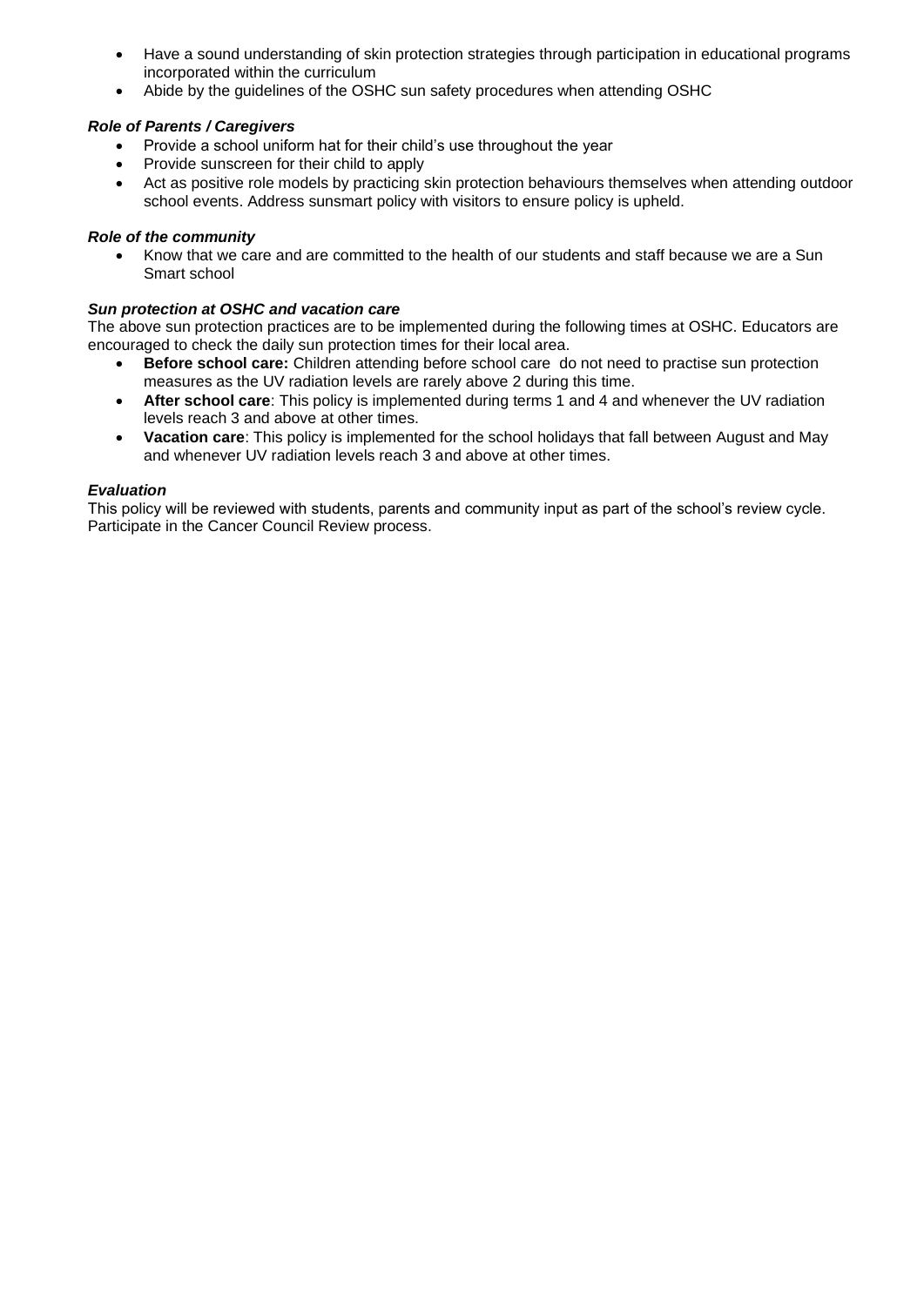- Have a sound understanding of skin protection strategies through participation in educational programs incorporated within the curriculum
- Abide by the guidelines of the OSHC sun safety procedures when attending OSHC

***Role of Parents / Caregivers***

- Provide a school uniform hat for their child's use throughout the year
- Provide sunscreen for their child to apply
- Act as positive role models by practicing skin protection behaviours themselves when attending outdoor school events. Address sunsmart policy with visitors to ensure policy is upheld.

***Role of the community***

- Know that we care and are committed to the health of our students and staff because we are a Sun Smart school

***Sun protection at OSHC and vacation care***

The above sun protection practices are to be implemented during the following times at OSHC. Educators are encouraged to check the daily sun protection times for their local area.

- **Before school care:** Children attending before school care do not need to practise sun protection measures as the UV radiation levels are rarely above 2 during this time.
- **After school care**: This policy is implemented during terms 1 and 4 and whenever the UV radiation levels reach 3 and above at other times.
- **Vacation care**: This policy is implemented for the school holidays that fall between August and May and whenever UV radiation levels reach 3 and above at other times.

***Evaluation***

This policy will be reviewed with students, parents and community input as part of the school's review cycle. Participate in the Cancer Council Review process.